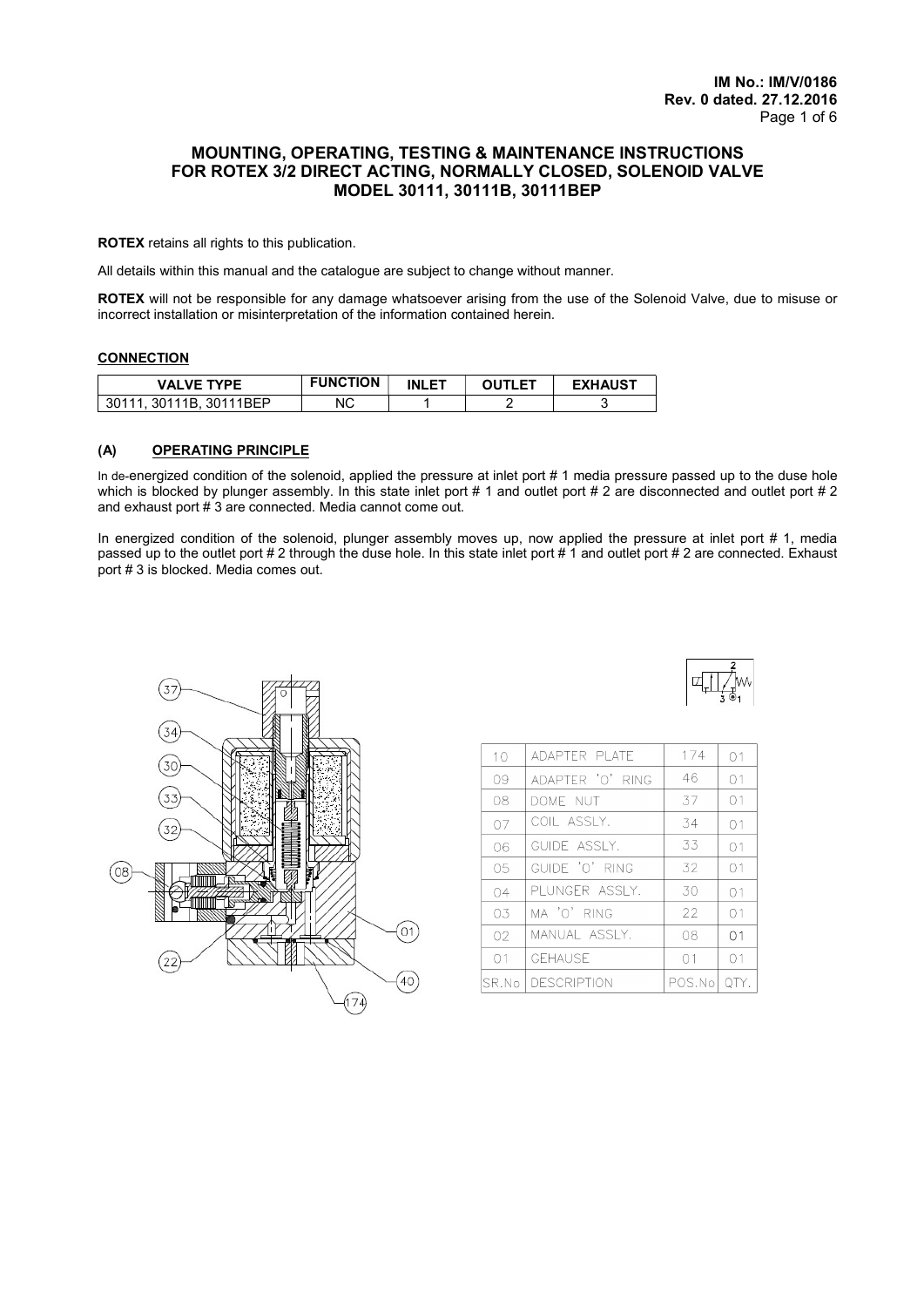**IM No.: IM/V/0186**
**Rev. 0 dated. 27.12.2016**

## MOUNTING, OPERATING, TESTING & MAINTENANCE INSTRUCTIONS FOR ROTEX 3/2 DIRECT ACTING, NORMALLY CLOSED, SOLENOID VALVE MODEL 30111, 30111B, 30111BEP

**ROTEX** retains all rights to this publication.

All details within this manual and the catalogue are subject to change without manner.

**ROTEX** will not be responsible for any damage whatsoever arising from the use of the Solenoid Valve, due to misuse or incorrect installation or misinterpretation of the information contained herein.

### CONNECTION

| VALVE TYPE | FUNCTION | INLET | OUTLET | EXHAUST |
|---|---|---|---|---|
| 30111, 30111B, 30111BEP | NC | 1 | 2 | 3 |

### (A) OPERATING PRINCIPLE

In de-energized condition of the solenoid, applied the pressure at inlet port # 1 media pressure passed up to the duse hole which is blocked by plunger assembly. In this state inlet port # 1 and outlet port # 2 are disconnected and outlet port # 2 and exhaust port # 3 are connected. Media cannot come out.

In energized condition of the solenoid, plunger assembly moves up, now applied the pressure at inlet port # 1, media passed up to the outlet port # 2 through the duse hole. In this state inlet port # 1 and outlet port # 2 are connected. Exhaust port # 3 is blocked. Media comes out.

| SR.No | DESCRIPTION | POS.No | QTY. |
|---|---|---|---|
| 10 | ADAPTER PLATE | 174 | 01 |
| 09 | ADAPTER 'O' RING | 46 | 01 |
| 08 | DOME NUT | 37 | 01 |
| 07 | COIL ASSLY. | 34 | 01 |
| 06 | GUIDE ASSLY. | 33 | 01 |
| 05 | GUIDE 'O' RING | 32 | 01 |
| 04 | PLUNGER ASSLY. | 30 | 01 |
| 03 | MA 'O' RING | 22 | 01 |
| 02 | MANUAL ASSLY. | 08 | 01 |
| 01 | GEHAUSE | 01 | 01 |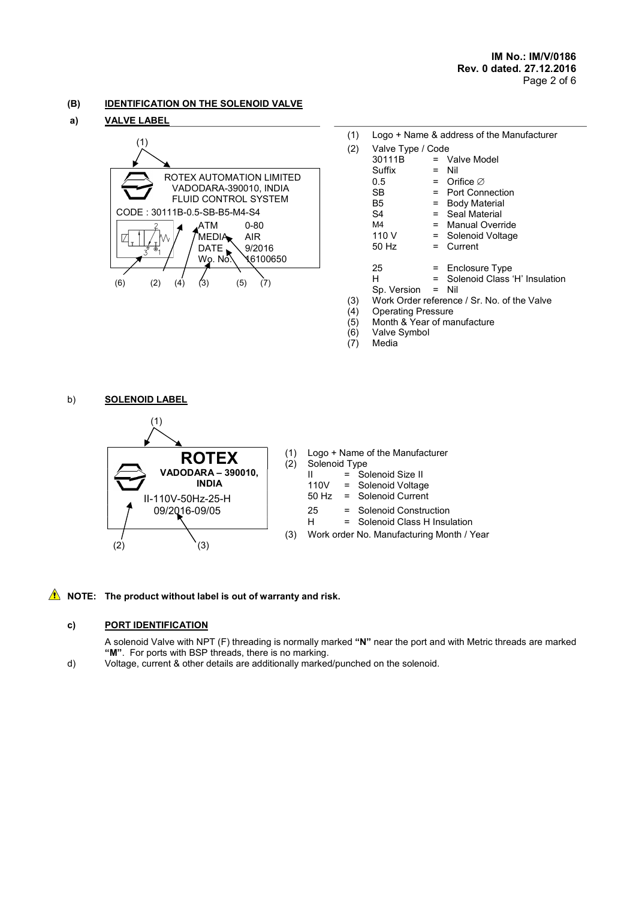## (B) IDENTIFICATION ON THE SOLENOID VALVE

### a) VALVE LABEL

ROTEX AUTOMATION LIMITED
VADODARA-390010, INDIA
FLUID CONTROL SYSTEM
CODE : 30111B-0.5-SB-B5-M4-S4
ATM 0-80
MEDIA AIR
DATE 9/2016
Wo. No. 16100650

(1) Logo + Name & address of the Manufacturer
(2) Valve Type / Code

| | | |
|---|---|---|
| 30111B | = | Valve Model |
| Suffix | = | Nil |
| 0.5 | = | Orifice ∅ |
| SB | = | Port Connection |
| B5 | = | Body Material |
| S4 | = | Seal Material |
| M4 | = | Manual Override |
| 110 V | = | Solenoid Voltage |
| 50 Hz | = | Current |
| 25 | = | Enclosure Type |
| H | = | Solenoid Class 'H' Insulation |
| Sp. Version | = | Nil |

(3) Work Order reference / Sr. No. of the Valve
(4) Operating Pressure
(5) Month & Year of manufacture
(6) Valve Symbol
(7) Media

### b) SOLENOID LABEL

**ROTEX**
**VADODARA – 390010, INDIA**
II-110V-50Hz-25-H
09/2016-09/05

(1) Logo + Name of the Manufacturer
(2) Solenoid Type

| | | |
|---|---|---|
| II | = | Solenoid Size II |
| 110V | = | Solenoid Voltage |
| 50 Hz | = | Solenoid Current |
| 25 | = | Solenoid Construction |
| H | = | Solenoid Class H Insulation |

(3) Work order No. Manufacturing Month / Year

⚠ **NOTE: The product without label is out of warranty and risk.**

### c) PORT IDENTIFICATION

A solenoid Valve with NPT (F) threading is normally marked **"N"** near the port and with Metric threads are marked **"M"**. For ports with BSP threads, there is no marking.

d) Voltage, current & other details are additionally marked/punched on the solenoid.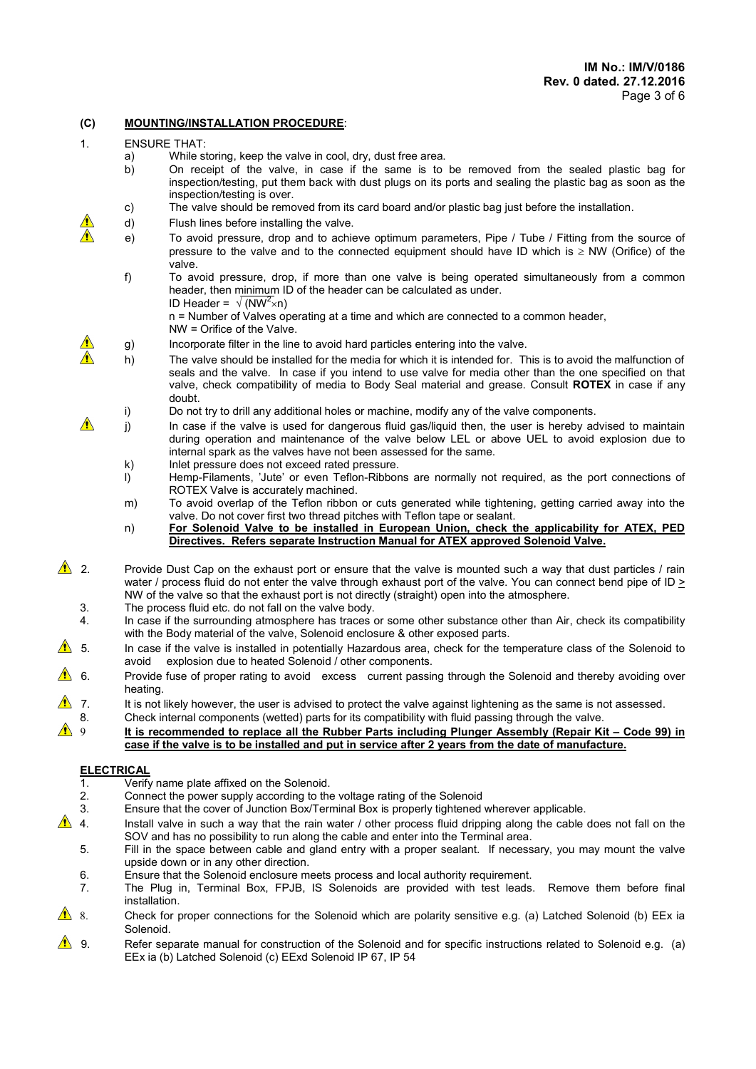## (C) MOUNTING/INSTALLATION PROCEDURE:

1. ENSURE THAT:
   - a) While storing, keep the valve in cool, dry, dust free area.
   - b) On receipt of the valve, in case if the same is to be removed from the sealed plastic bag for inspection/testing, put them back with dust plugs on its ports and sealing the plastic bag as soon as the inspection/testing is over.
   - c) The valve should be removed from its card board and/or plastic bag just before the installation.
   - ⚠ d) Flush lines before installing the valve.
   - ⚠ e) To avoid pressure, drop and to achieve optimum parameters, Pipe / Tube / Fitting from the source of pressure to the valve and to the connected equipment should have ID which is $\geq$ NW (Orifice) of the valve.
   - f) To avoid pressure, drop, if more than one valve is being operated simultaneously from a common header, then minimum ID of the header can be calculated as under.

     ID Header = $\sqrt{(NW^2 \times n)}$

     n = Number of Valves operating at a time and which are connected to a common header,

     NW = Orifice of the Valve.
   - ⚠ g) Incorporate filter in the line to avoid hard particles entering into the valve.
   - ⚠ h) The valve should be installed for the media for which it is intended for. This is to avoid the malfunction of seals and the valve. In case if you intend to use valve for media other than the one specified on that valve, check compatibility of media to Body Seal material and grease. Consult **ROTEX** in case if any doubt.
   - i) Do not try to drill any additional holes or machine, modify any of the valve components.
   - ⚠ j) In case if the valve is used for dangerous fluid gas/liquid then, the user is hereby advised to maintain during operation and maintenance of the valve below LEL or above UEL to avoid explosion due to internal spark as the valves have not been assessed for the same.
   - k) Inlet pressure does not exceed rated pressure.
   - l) Hemp-Filaments, 'Jute' or even Teflon-Ribbons are normally not required, as the port connections of ROTEX Valve is accurately machined.
   - m) To avoid overlap of the Teflon ribbon or cuts generated while tightening, getting carried away into the valve. Do not cover first two thread pitches with Teflon tape or sealant.
   - n) **For Solenoid Valve to be installed in European Union, check the applicability for ATEX, PED Directives. Refers separate Instruction Manual for ATEX approved Solenoid Valve.**

2. ⚠ Provide Dust Cap on the exhaust port or ensure that the valve is mounted such a way that dust particles / rain water / process fluid do not enter the valve through exhaust port of the valve. You can connect bend pipe of ID $\geq$ NW of the valve so that the exhaust port is not directly (straight) open into the atmosphere.
3. The process fluid etc. do not fall on the valve body.
4. In case if the surrounding atmosphere has traces or some other substance other than Air, check its compatibility with the Body material of the valve, Solenoid enclosure & other exposed parts.
5. ⚠ In case if the valve is installed in potentially Hazardous area, check for the temperature class of the Solenoid to avoid explosion due to heated Solenoid / other components.
6. ⚠ Provide fuse of proper rating to avoid excess current passing through the Solenoid and thereby avoiding over heating.
7. ⚠ It is not likely however, the user is advised to protect the valve against lightening as the same is not assessed.
8. Check internal components (wetted) parts for its compatibility with fluid passing through the valve.
9. ⚠ **It is recommended to replace all the Rubber Parts including Plunger Assembly (Repair Kit – Code 99) in case if the valve is to be installed and put in service after 2 years from the date of manufacture.**

### ELECTRICAL

1. Verify name plate affixed on the Solenoid.
2. Connect the power supply according to the voltage rating of the Solenoid
3. Ensure that the cover of Junction Box/Terminal Box is properly tightened wherever applicable.
4. ⚠ Install valve in such a way that the rain water / other process fluid dripping along the cable does not fall on the SOV and has no possibility to run along the cable and enter into the Terminal area.
5. Fill in the space between cable and gland entry with a proper sealant. If necessary, you may mount the valve upside down or in any other direction.
6. Ensure that the Solenoid enclosure meets process and local authority requirement.
7. The Plug in, Terminal Box, FPJB, IS Solenoids are provided with test leads. Remove them before final installation.
8. ⚠ Check for proper connections for the Solenoid which are polarity sensitive e.g. (a) Latched Solenoid (b) EEx ia Solenoid.
9. ⚠ Refer separate manual for construction of the Solenoid and for specific instructions related to Solenoid e.g. (a) EEx ia (b) Latched Solenoid (c) EExd Solenoid IP 67, IP 54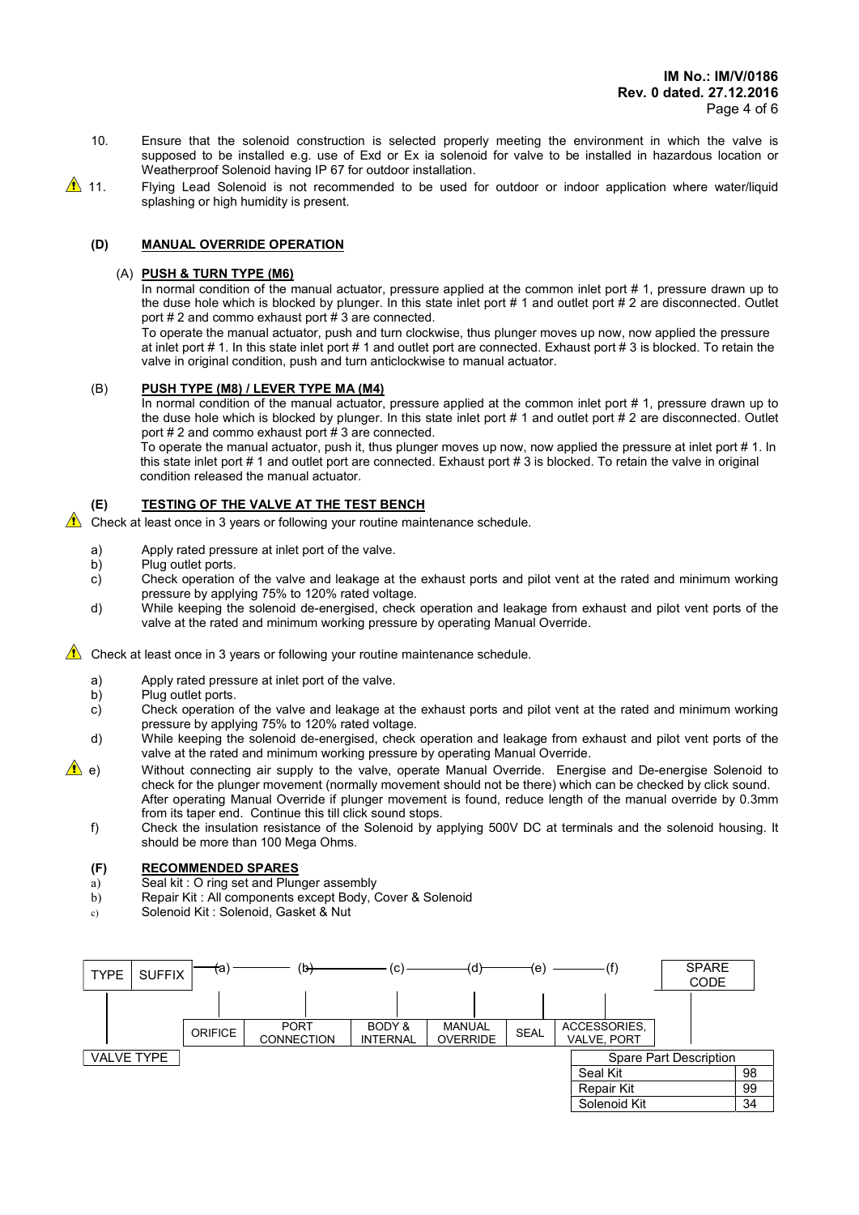10. Ensure that the solenoid construction is selected properly meeting the environment in which the valve is supposed to be installed e.g. use of Exd or Ex ia solenoid for valve to be installed in hazardous location or Weatherproof Solenoid having IP 67 for outdoor installation.

⚠ 11. Flying Lead Solenoid is not recommended to be used for outdoor or indoor application where water/liquid splashing or high humidity is present.

### (D) MANUAL OVERRIDE OPERATION

#### (A) PUSH & TURN TYPE (M6)

In normal condition of the manual actuator, pressure applied at the common inlet port # 1, pressure drawn up to the duse hole which is blocked by plunger. In this state inlet port # 1 and outlet port # 2 are disconnected. Outlet port # 2 and commo exhaust port # 3 are connected.

To operate the manual actuator, push and turn clockwise, thus plunger moves up now, now applied the pressure at inlet port # 1. In this state inlet port # 1 and outlet port are connected. Exhaust port # 3 is blocked. To retain the valve in original condition, push and turn anticlockwise to manual actuator.

#### (B) PUSH TYPE (M8) / LEVER TYPE MA (M4)

In normal condition of the manual actuator, pressure applied at the common inlet port # 1, pressure drawn up to the duse hole which is blocked by plunger. In this state inlet port # 1 and outlet port # 2 are disconnected. Outlet port # 2 and commo exhaust port # 3 are connected.

To operate the manual actuator, push it, thus plunger moves up now, now applied the pressure at inlet port # 1. In this state inlet port # 1 and outlet port are connected. Exhaust port # 3 is blocked. To retain the valve in original condition released the manual actuator.

### (E) TESTING OF THE VALVE AT THE TEST BENCH

⚠ Check at least once in 3 years or following your routine maintenance schedule.

a) Apply rated pressure at inlet port of the valve.
b) Plug outlet ports.
c) Check operation of the valve and leakage at the exhaust ports and pilot vent at the rated and minimum working pressure by applying 75% to 120% rated voltage.
d) While keeping the solenoid de-energised, check operation and leakage from exhaust and pilot vent ports of the valve at the rated and minimum working pressure by operating Manual Override.

⚠ Check at least once in 3 years or following your routine maintenance schedule.

a) Apply rated pressure at inlet port of the valve.
b) Plug outlet ports.
c) Check operation of the valve and leakage at the exhaust ports and pilot vent at the rated and minimum working pressure by applying 75% to 120% rated voltage.
d) While keeping the solenoid de-energised, check operation and leakage from exhaust and pilot vent ports of the valve at the rated and minimum working pressure by operating Manual Override.
⚠ e) Without connecting air supply to the valve, operate Manual Override. Energise and De-energise Solenoid to check for the plunger movement (normally movement should not be there) which can be checked by click sound. After operating Manual Override if plunger movement is found, reduce length of the manual override by 0.3mm from its taper end. Continue this till click sound stops.
f) Check the insulation resistance of the Solenoid by applying 500V DC at terminals and the solenoid housing. It should be more than 100 Mega Ohms.

### (F) RECOMMENDED SPARES

a) Seal kit : O ring set and Plunger assembly
b) Repair Kit : All components except Body, Cover & Solenoid
c) Solenoid Kit : Solenoid, Gasket & Nut

| TYPE | SUFFIX | (a) | (b) | (c) | (d) | (e) | (f) | SPARE CODE |
|---|---|---|---|---|---|---|---|---|
| VALVE TYPE | | ORIFICE | PORT CONNECTION | BODY & INTERNAL | MANUAL OVERRIDE | SEAL | ACCESSORIES, VALVE, PORT | |

| Spare Part Description | |
|---|---|
| Seal Kit | 98 |
| Repair Kit | 99 |
| Solenoid Kit | 34 |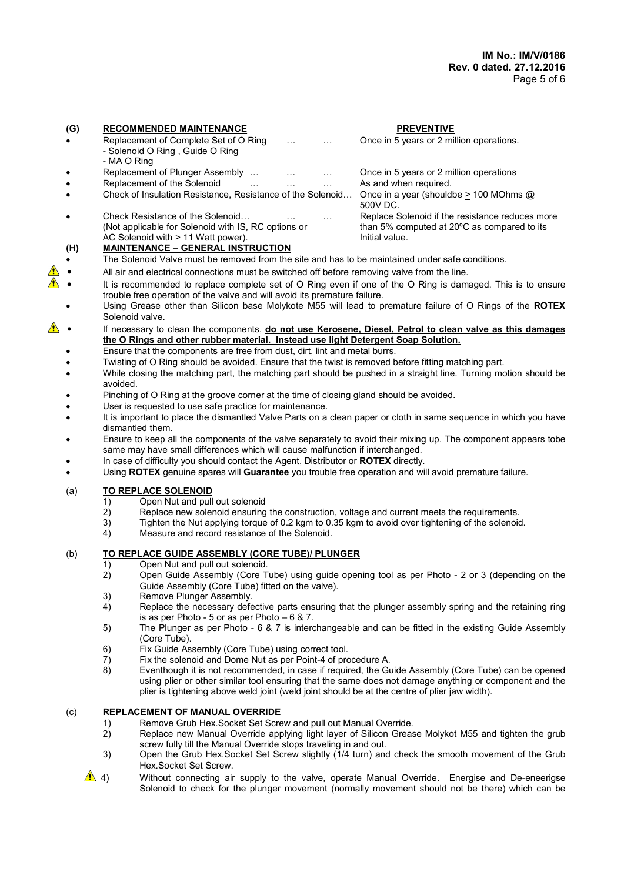**(G) RECOMMENDED MAINTENANCE**

| RECOMMENDED MAINTENANCE | PREVENTIVE |
|---|---|
| • Replacement of Complete Set of O Ring ... ...<br>- Solenoid O Ring , Guide O Ring<br>- MA O Ring | Once in 5 years or 2 million operations. |
| • Replacement of Plunger Assembly ... ... ... | Once in 5 years or 2 million operations |
| • Replacement of the Solenoid ... ... ... | As and when required. |
| • Check of Insulation Resistance, Resistance of the Solenoid... | Once in a year (shouldbe ≥ 100 MOhms @ 500V DC. |
| • Check Resistance of the Solenoid... ... ...<br>(Not applicable for Solenoid with IS, RC options or AC Solenoid with ≥ 11 Watt power). | Replace Solenoid if the resistance reduces more than 5% computed at 20ºC as compared to its Initial value. |

**(H) MAINTENANCE – GENERAL INSTRUCTION**

- The Solenoid Valve must be removed from the site and has to be maintained under safe conditions.
- ⚠ All air and electrical connections must be switched off before removing valve from the line.
- ⚠ It is recommended to replace complete set of O Ring even if one of the O Ring is damaged. This is to ensure trouble free operation of the valve and will avoid its premature failure.
- Using Grease other than Silicon base Molykote M55 will lead to premature failure of O Rings of the **ROTEX** Solenoid valve.
- ⚠ If necessary to clean the components, **do not use Kerosene, Diesel, Petrol to clean valve as this damages the O Rings and other rubber material. Instead use light Detergent Soap Solution.**
- Ensure that the components are free from dust, dirt, lint and metal burrs.
- Twisting of O Ring should be avoided. Ensure that the twist is removed before fitting matching part.
- While closing the matching part, the matching part should be pushed in a straight line. Turning motion should be avoided.
- Pinching of O Ring at the groove corner at the time of closing gland should be avoided.
- User is requested to use safe practice for maintenance.
- It is important to place the dismantled Valve Parts on a clean paper or cloth in same sequence in which you have dismantled them.
- Ensure to keep all the components of the valve separately to avoid their mixing up. The component appears tobe same may have small differences which will cause malfunction if interchanged.
- In case of difficulty you should contact the Agent, Distributor or **ROTEX** directly.
- Using **ROTEX** genuine spares will **Guarantee** you trouble free operation and will avoid premature failure.

**(a) TO REPLACE SOLENOID**

1) Open Nut and pull out solenoid
2) Replace new solenoid ensuring the construction, voltage and current meets the requirements.
3) Tighten the Nut applying torque of 0.2 kgm to 0.35 kgm to avoid over tightening of the solenoid.
4) Measure and record resistance of the Solenoid.

**(b) TO REPLACE GUIDE ASSEMBLY (CORE TUBE)/ PLUNGER**

1) Open Nut and pull out solenoid.
2) Open Guide Assembly (Core Tube) using guide opening tool as per Photo - 2 or 3 (depending on the Guide Assembly (Core Tube) fitted on the valve).
3) Remove Plunger Assembly.
4) Replace the necessary defective parts ensuring that the plunger assembly spring and the retaining ring is as per Photo - 5 or as per Photo – 6 & 7.
5) The Plunger as per Photo - 6 & 7 is interchangeable and can be fitted in the existing Guide Assembly (Core Tube).
6) Fix Guide Assembly (Core Tube) using correct tool.
7) Fix the solenoid and Dome Nut as per Point-4 of procedure A.
8) Eventhough it is not recommended, in case if required, the Guide Assembly (Core Tube) can be opened using plier or other similar tool ensuring that the same does not damage anything or component and the plier is tightening above weld joint (weld joint should be at the centre of plier jaw width).

**(c) REPLACEMENT OF MANUAL OVERRIDE**

1) Remove Grub Hex.Socket Set Screw and pull out Manual Override.
2) Replace new Manual Override applying light layer of Silicon Grease Molykot M55 and tighten the grub screw fully till the Manual Override stops traveling in and out.
3) Open the Grub Hex.Socket Set Screw slightly (1/4 turn) and check the smooth movement of the Grub Hex.Socket Set Screw.
4) ⚠ Without connecting air supply to the valve, operate Manual Override. Energise and De-eneergise Solenoid to check for the plunger movement (normally movement should not be there) which can be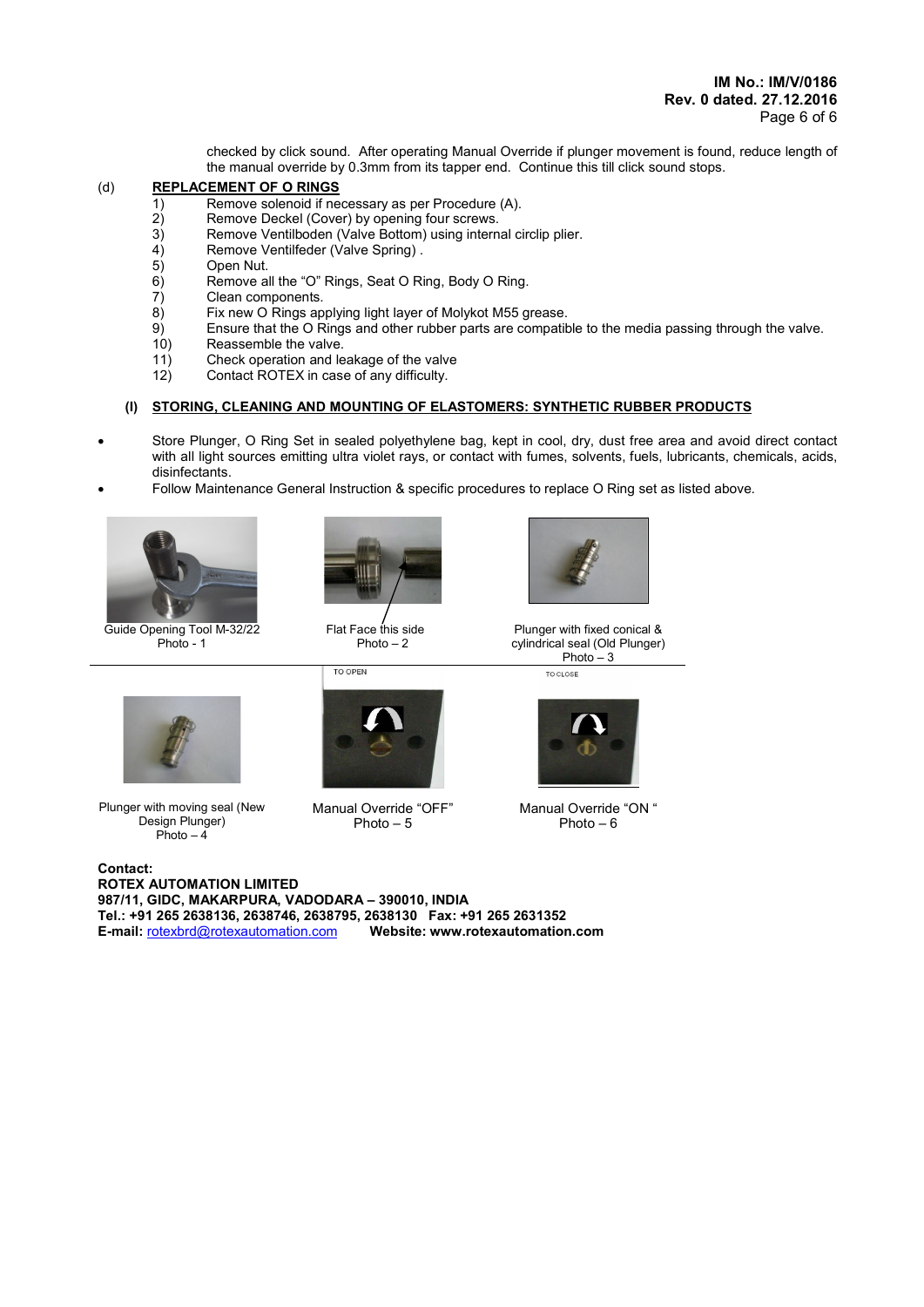checked by click sound. After operating Manual Override if plunger movement is found, reduce length of the manual override by 0.3mm from its tapper end. Continue this till click sound stops.

(d) **REPLACEMENT OF O RINGS**

1) Remove solenoid if necessary as per Procedure (A).
2) Remove Deckel (Cover) by opening four screws.
3) Remove Ventilboden (Valve Bottom) using internal circlip plier.
4) Remove Ventilfeder (Valve Spring) .
5) Open Nut.
6) Remove all the "O" Rings, Seat O Ring, Body O Ring.
7) Clean components.
8) Fix new O Rings applying light layer of Molykot M55 grease.
9) Ensure that the O Rings and other rubber parts are compatible to the media passing through the valve.
10) Reassemble the valve.
11) Check operation and leakage of the valve
12) Contact ROTEX in case of any difficulty.

**(I) STORING, CLEANING AND MOUNTING OF ELASTOMERS: SYNTHETIC RUBBER PRODUCTS**

- Store Plunger, O Ring Set in sealed polyethylene bag, kept in cool, dry, dust free area and avoid direct contact with all light sources emitting ultra violet rays, or contact with fumes, solvents, fuels, lubricants, chemicals, acids, disinfectants.
- Follow Maintenance General Instruction & specific procedures to replace O Ring set as listed above.

Guide Opening Tool M-32/22
Photo - 1

Flat Face this side
Photo – 2

Plunger with fixed conical & cylindrical seal (Old Plunger)
Photo – 3

Plunger with moving seal (New Design Plunger)
Photo – 4

TO OPEN

Manual Override "OFF"
Photo – 5

TO CLOSE

Manual Override "ON "
Photo – 6

**Contact:**
**ROTEX AUTOMATION LIMITED**
**987/11, GIDC, MAKARPURA, VADODARA – 390010, INDIA**
**Tel.: +91 265 2638136, 2638746, 2638795, 2638130 Fax: +91 265 2631352**
**E-mail:** rotexbrd@rotexautomation.com **Website: www.rotexautomation.com**